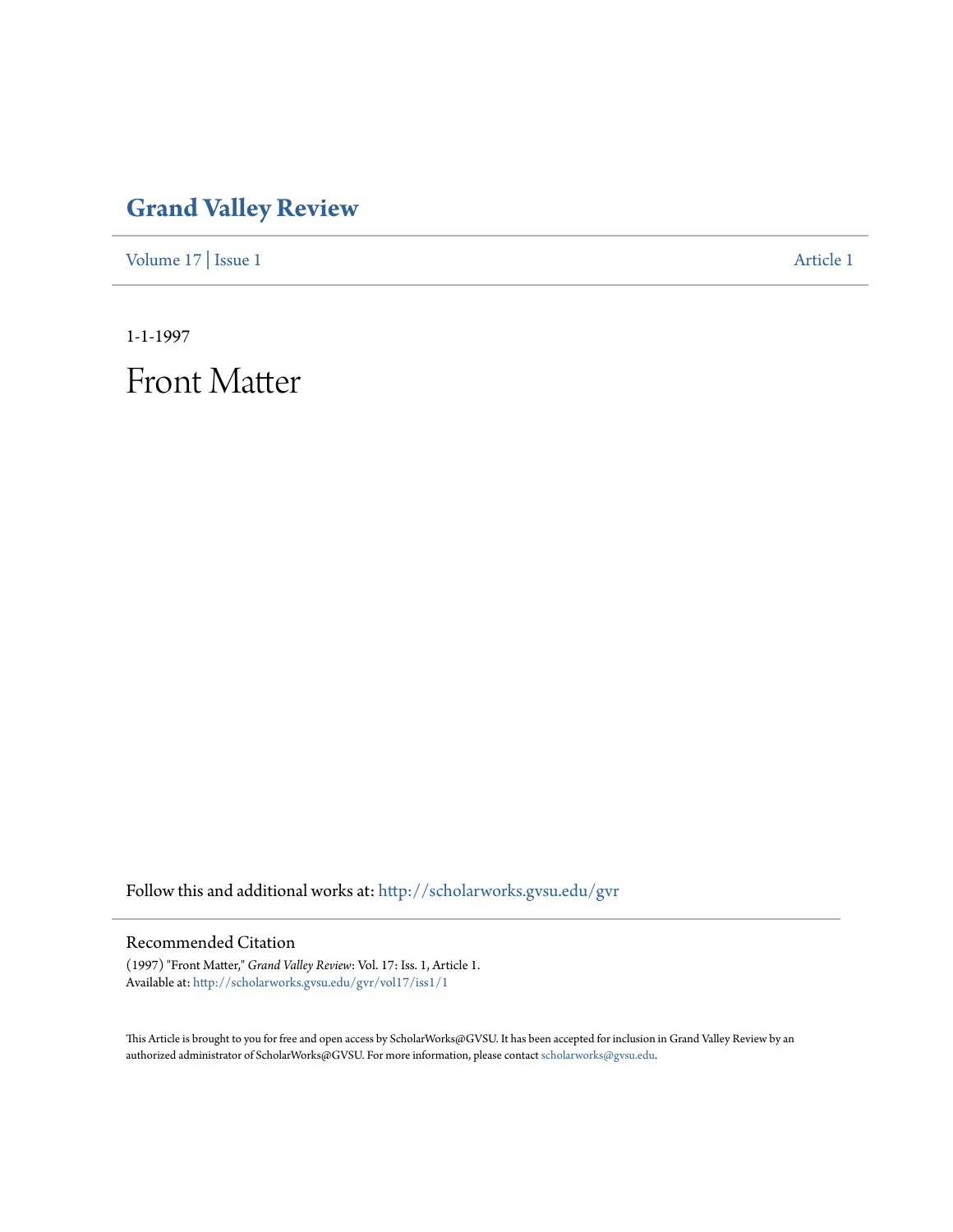# Grand Valley Review

Volume 17 | Issue 1 Article 1

1-1-1997

# Front Matter

Follow this and additional works at: http://scholarworks.gvsu.edu/gvr

## Recommended Citation

(1997) "Front Matter," *Grand Valley Review*: Vol. 17: Iss. 1, Article 1.
Available at: http://scholarworks.gvsu.edu/gvr/vol17/iss1/1

This Article is brought to you for free and open access by ScholarWorks@GVSU. It has been accepted for inclusion in Grand Valley Review by an authorized administrator of ScholarWorks@GVSU. For more information, please contact scholarworks@gvsu.edu.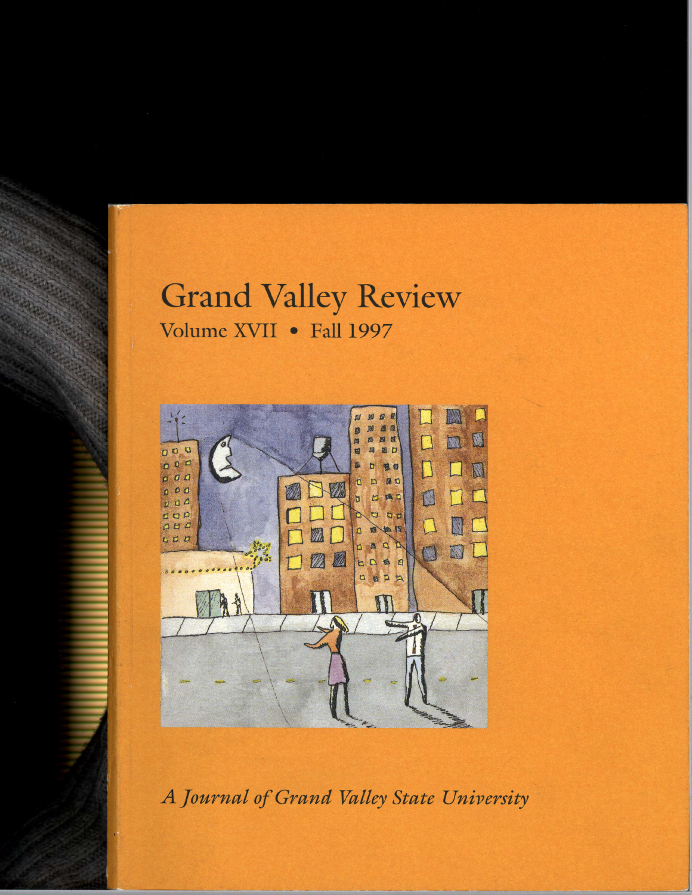# Grand Valley Review

Volume XVII • Fall 1997

*A Journal of Grand Valley State University*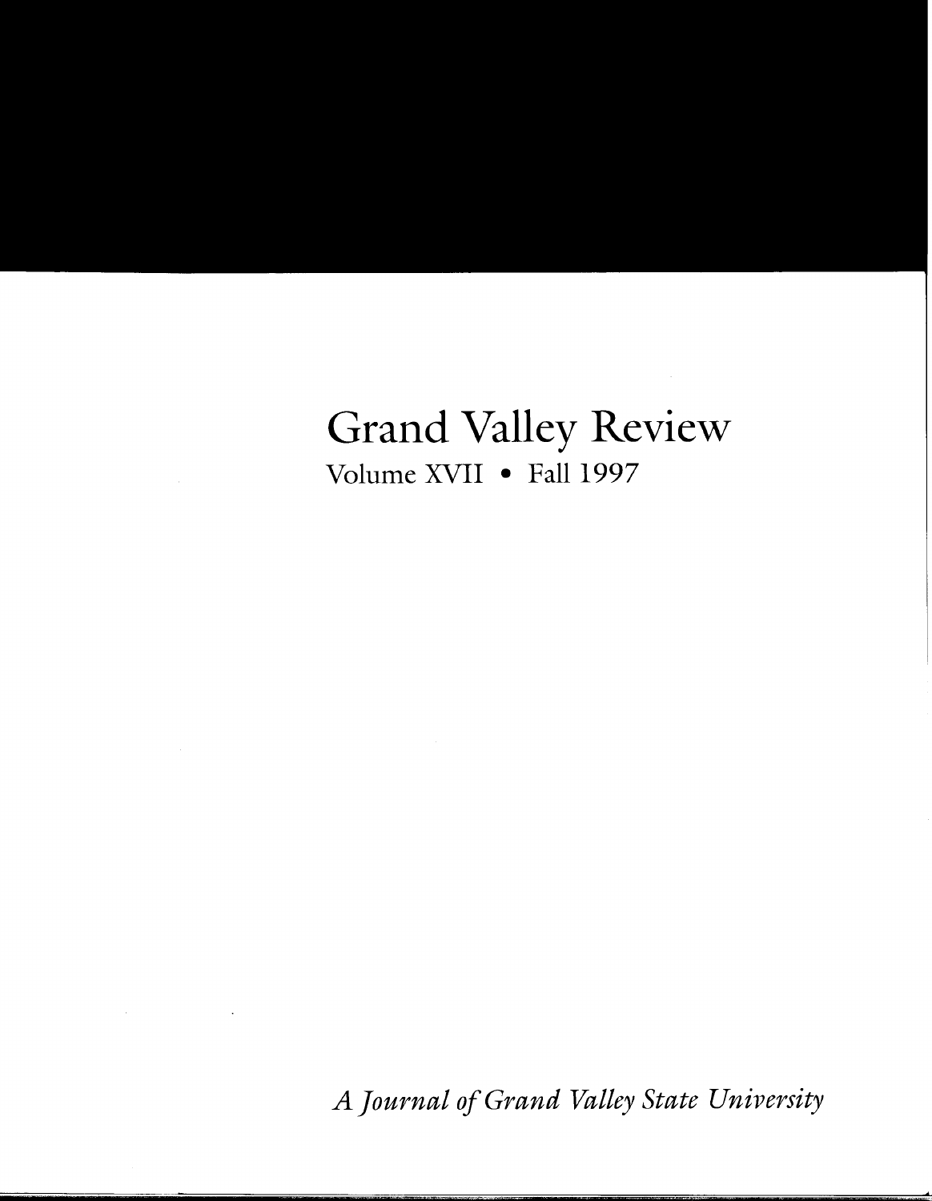# Grand Valley Review

Volume XVII • Fall 1997

*A Journal of Grand Valley State University*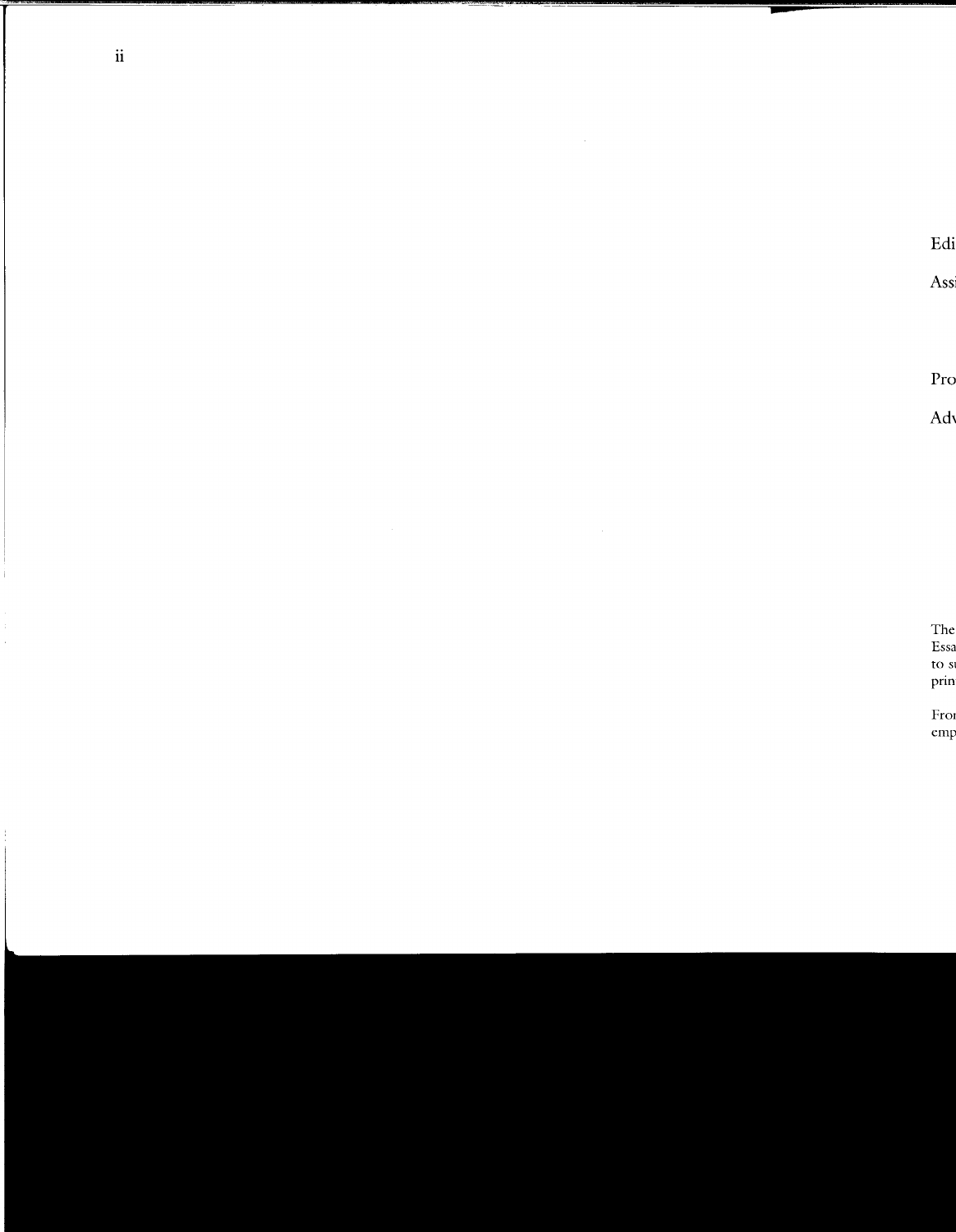Edi

Assi

Pro

Adv

The
Essa
to su
prin

Fron
emp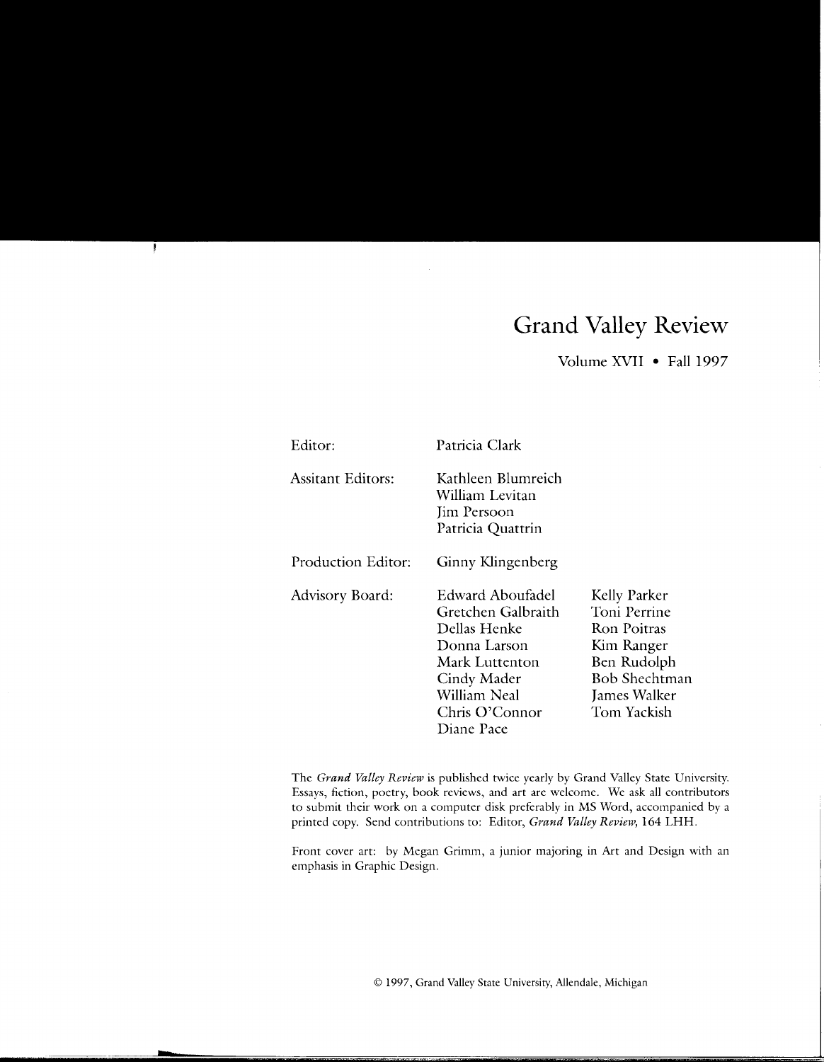# Grand Valley Review

Volume XVII • Fall 1997

| | | |
|---|---|---|
| Editor: | Patricia Clark | |
| Assitant Editors: | Kathleen Blumreich<br>William Levitan<br>Jim Persoon<br>Patricia Quattrin | |
| Production Editor: | Ginny Klingenberg | |
| Advisory Board: | Edward Aboufadel<br>Gretchen Galbraith<br>Dellas Henke<br>Donna Larson<br>Mark Luttenton<br>Cindy Mader<br>William Neal<br>Chris O'Connor<br>Diane Pace | Kelly Parker<br>Toni Perrine<br>Ron Poitras<br>Kim Ranger<br>Ben Rudolph<br>Bob Shechtman<br>James Walker<br>Tom Yackish |

The *Grand Valley Review* is published twice yearly by Grand Valley State University. Essays, fiction, poetry, book reviews, and art are welcome. We ask all contributors to submit their work on a computer disk preferably in MS Word, accompanied by a printed copy. Send contributions to: Editor, *Grand Valley Review,* 164 LHH.

Front cover art: by Megan Grimm, a junior majoring in Art and Design with an emphasis in Graphic Design.

© 1997, Grand Valley State University, Allendale, Michigan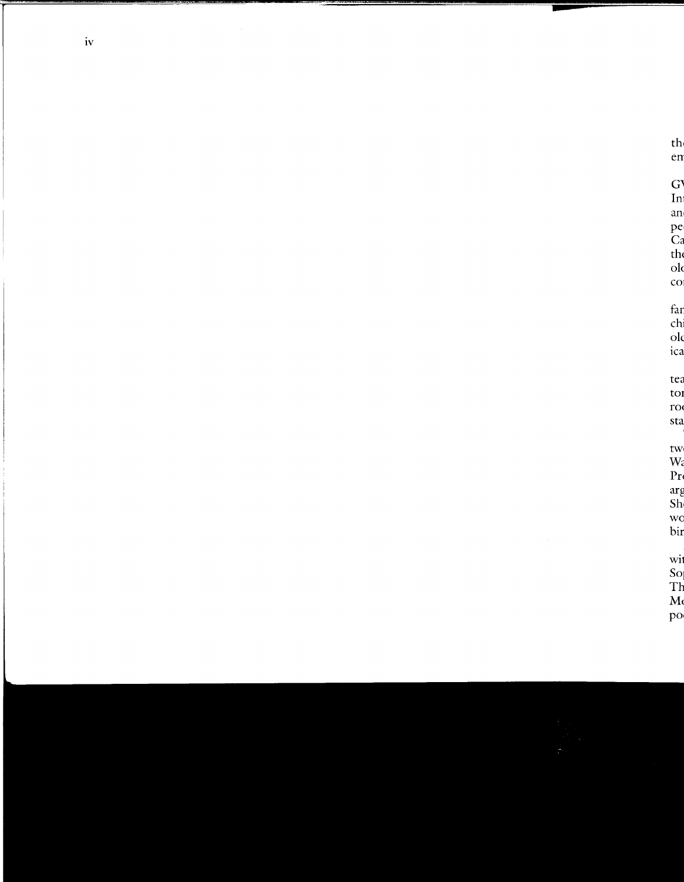th
en

GV
Int
an
pe
Ca
th
ol
co

fa
ch
ol
ica

te
to
ro
sta

tw
Wa
Pr
arg
Sh
wo
bi

wi
So
Th
M
po